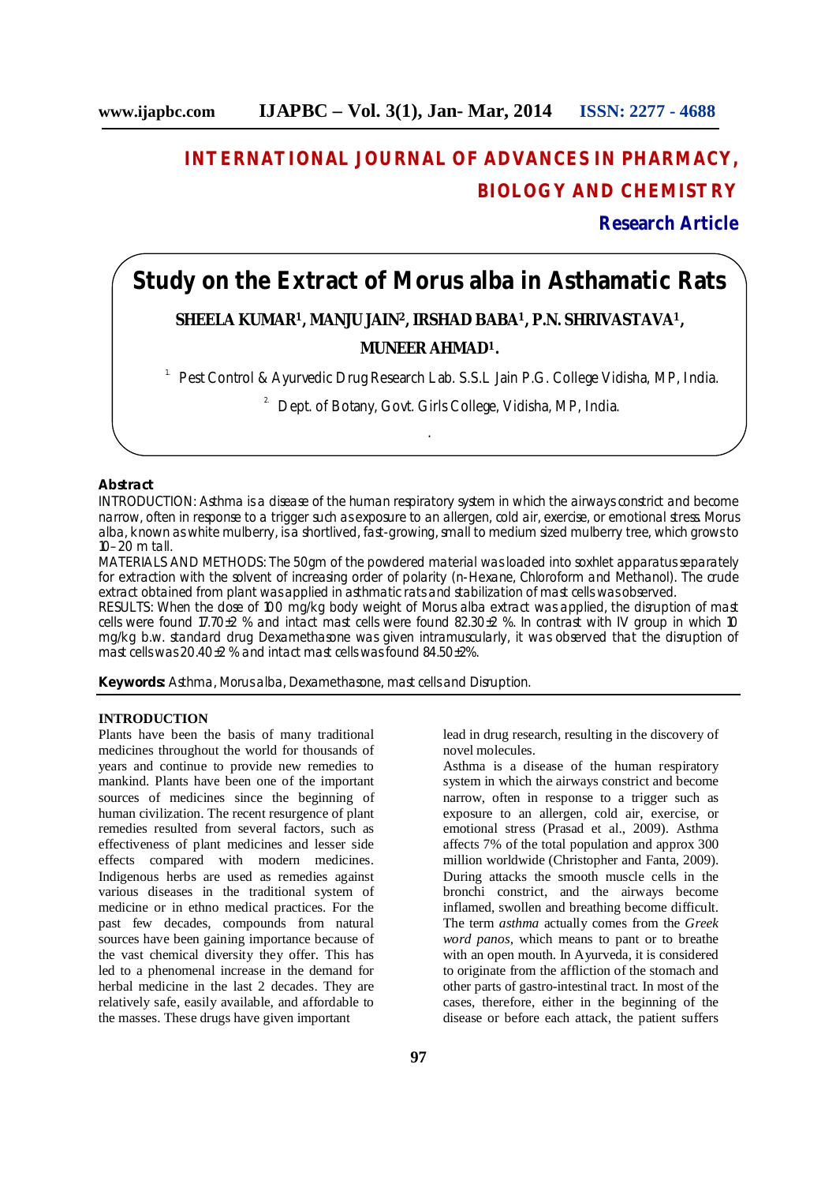# INTERNATIONAL JOURNAL OF ADVANCES IN PHARMACY, BIOLOGY AND CHEMISTRY

**Research Article**

# Study on the Extract of Morus alba in Asthamatic Rats

**SHEELA KUMAR[1], MANJU JAIN[2], IRSHAD BABA[1], P.N. SHRIVASTAVA[1], MUNEER AHMAD[1].**

[1] Pest Control & Ayurvedic Drug Research Lab. S.S.L Jain P.G. College Vidisha, MP, India.

[2] Dept. of Botany, Govt. Girls College, Vidisha, MP, India.

## Abstract

INTRODUCTION: Asthma is a disease of the human respiratory system in which the airways constrict and become narrow, often in response to a trigger such as exposure to an allergen, cold air, exercise, or emotional stress. Morus alba, known as white mulberry, is a shortlived, fast-growing, small to medium sized mulberry tree, which grows to 10–20 m tall.

MATERIALS AND METHODS: The 50gm of the powdered material was loaded into soxhlet apparatus separately for extraction with the solvent of increasing order of polarity (n-Hexane, Chloroform and Methanol). The crude extract obtained from plant was applied in asthmatic rats and stabilization of mast cells was observed.

RESULTS: When the dose of 100 mg/kg body weight of Morus alba extract was applied, the disruption of mast cells were found 17.70±2 % and intact mast cells were found 82.30±2 %. In contrast with IV group in which 10 mg/kg b.w. standard drug Dexamethasone was given intramuscularly, it was observed that the disruption of mast cells was 20.40±2 % and intact mast cells was found 84.50±2%.

**Keywords:** Asthma, Morus alba, Dexamethasone, mast cells and Disruption.

## INTRODUCTION

Plants have been the basis of many traditional medicines throughout the world for thousands of years and continue to provide new remedies to mankind. Plants have been one of the important sources of medicines since the beginning of human civilization. The recent resurgence of plant remedies resulted from several factors, such as effectiveness of plant medicines and lesser side effects compared with modern medicines. Indigenous herbs are used as remedies against various diseases in the traditional system of medicine or in ethno medical practices. For the past few decades, compounds from natural sources have been gaining importance because of the vast chemical diversity they offer. This has led to a phenomenal increase in the demand for herbal medicine in the last 2 decades. They are relatively safe, easily available, and affordable to the masses. These drugs have given important lead in drug research, resulting in the discovery of novel molecules.

Asthma is a disease of the human respiratory system in which the airways constrict and become narrow, often in response to a trigger such as exposure to an allergen, cold air, exercise, or emotional stress (Prasad et al., 2009). Asthma affects 7% of the total population and approx 300 million worldwide (Christopher and Fanta, 2009). During attacks the smooth muscle cells in the bronchi constrict, and the airways become inflamed, swollen and breathing become difficult. The term *asthma* actually comes from the *Greek word panos*, which means to pant or to breathe with an open mouth. In Ayurveda, it is considered to originate from the affliction of the stomach and other parts of gastro-intestinal tract. In most of the cases, therefore, either in the beginning of the disease or before each attack, the patient suffers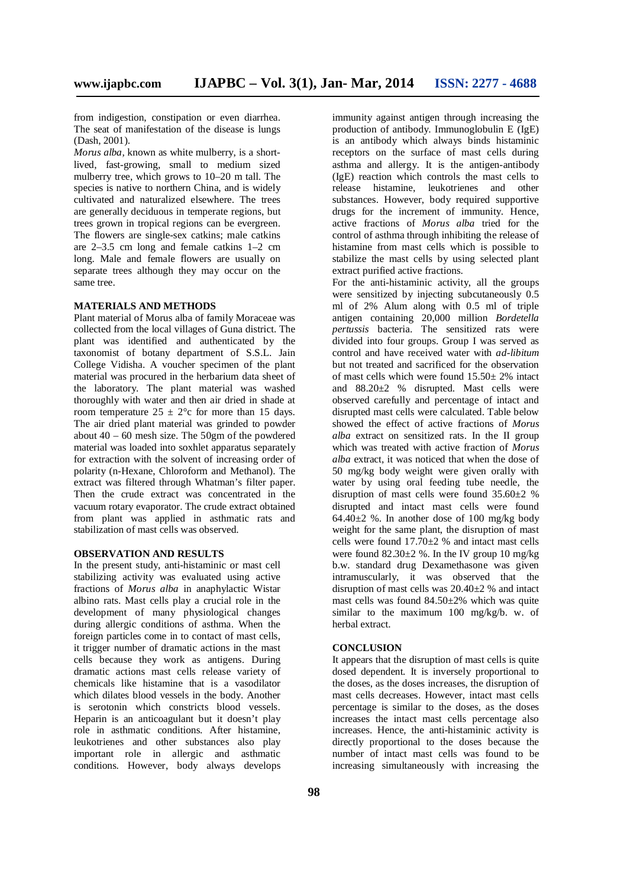from indigestion, constipation or even diarrhea. The seat of manifestation of the disease is lungs (Dash, 2001).

*Morus alba*, known as white mulberry, is a short-lived, fast-growing, small to medium sized mulberry tree, which grows to 10–20 m tall. The species is native to northern China, and is widely cultivated and naturalized elsewhere. The trees are generally deciduous in temperate regions, but trees grown in tropical regions can be evergreen. The flowers are single-sex catkins; male catkins are 2–3.5 cm long and female catkins 1–2 cm long. Male and female flowers are usually on separate trees although they may occur on the same tree.

## MATERIALS AND METHODS

Plant material of Morus alba of family Moraceae was collected from the local villages of Guna district. The plant was identified and authenticated by the taxonomist of botany department of S.S.L. Jain College Vidisha. A voucher specimen of the plant material was procured in the herbarium data sheet of the laboratory. The plant material was washed thoroughly with water and then air dried in shade at room temperature $25 \pm 2$°c for more than 15 days. The air dried plant material was grinded to powder about 40 – 60 mesh size. The 50gm of the powdered material was loaded into soxhlet apparatus separately for extraction with the solvent of increasing order of polarity (n-Hexane, Chloroform and Methanol). The extract was filtered through Whatman's filter paper. Then the crude extract was concentrated in the vacuum rotary evaporator. The crude extract obtained from plant was applied in asthmatic rats and stabilization of mast cells was observed.

## OBSERVATION AND RESULTS

In the present study, anti-histaminic or mast cell stabilizing activity was evaluated using active fractions of *Morus alba* in anaphylactic Wistar albino rats. Mast cells play a crucial role in the development of many physiological changes during allergic conditions of asthma. When the foreign particles come in to contact of mast cells, it trigger number of dramatic actions in the mast cells because they work as antigens. During dramatic actions mast cells release variety of chemicals like histamine that is a vasodilator which dilates blood vessels in the body. Another is serotonin which constricts blood vessels. Heparin is an anticoagulant but it doesn't play role in asthmatic conditions. After histamine, leukotrienes and other substances also play important role in allergic and asthmatic conditions. However, body always develops immunity against antigen through increasing the production of antibody. Immunoglobulin E (IgE) is an antibody which always binds histaminic receptors on the surface of mast cells during asthma and allergy. It is the antigen-antibody (IgE) reaction which controls the mast cells to release histamine, leukotrienes and other substances. However, body required supportive drugs for the increment of immunity. Hence, active fractions of *Morus alba* tried for the control of asthma through inhibiting the release of histamine from mast cells which is possible to stabilize the mast cells by using selected plant extract purified active fractions.

For the anti-histaminic activity, all the groups were sensitized by injecting subcutaneously 0.5 ml of 2% Alum along with 0.5 ml of triple antigen containing 20,000 million *Bordetella pertussis* bacteria. The sensitized rats were divided into four groups. Group I was served as control and have received water with *ad-libitum* but not treated and sacrificed for the observation of mast cells which were found $15.50\pm 2\%$ intact and $88.20\pm2$ % disrupted. Mast cells were observed carefully and percentage of intact and disrupted mast cells were calculated. Table below showed the effect of active fractions of *Morus alba* extract on sensitized rats. In the II group which was treated with active fraction of *Morus alba* extract, it was noticed that when the dose of 50 mg/kg body weight were given orally with water by using oral feeding tube needle, the disruption of mast cells were found $35.60\pm2$ % disrupted and intact mast cells were found $64.40\pm2$ %. In another dose of 100 mg/kg body weight for the same plant, the disruption of mast cells were found $17.70\pm2$ % and intact mast cells were found $82.30\pm2$ %. In the IV group 10 mg/kg b.w. standard drug Dexamethasone was given intramuscularly, it was observed that the disruption of mast cells was $20.40\pm2$ % and intact mast cells was found $84.50\pm2\%$ which was quite similar to the maximum 100 mg/kg/b. w. of herbal extract.

## CONCLUSION

It appears that the disruption of mast cells is quite dosed dependent. It is inversely proportional to the doses, as the doses increases, the disruption of mast cells decreases. However, intact mast cells percentage is similar to the doses, as the doses increases the intact mast cells percentage also increases. Hence, the anti-histaminic activity is directly proportional to the doses because the number of intact mast cells was found to be increasing simultaneously with increasing the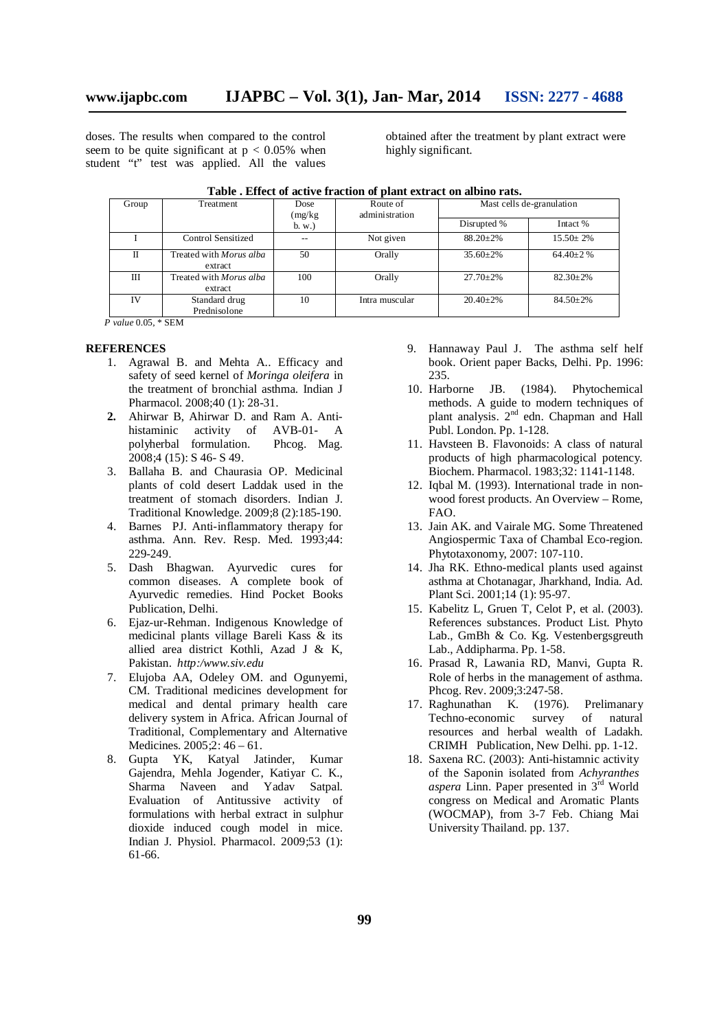doses. The results when compared to the control seem to be quite significant at $p < 0.05\%$ when student "t" test was applied. All the values obtained after the treatment by plant extract were highly significant.

**Table . Effect of active fraction of plant extract on albino rats.**

| Group | Treatment | Dose (mg/kg b. w.) | Route of administration | Mast cells de-granulation | |
|---|---|---|---|---|---|
| | | | | Disrupted % | Intact % |
| I | Control Sensitized | -- | Not given | 88.20±2% | 15.50± 2% |
| II | Treated with *Morus alba* extract | 50 | Orally | 35.60±2% | 64.40±2 % |
| III | Treated with *Morus alba* extract | 100 | Orally | 27.70±2% | 82.30±2% |
| IV | Standard drug Prednisolone | 10 | Intra muscular | 20.40±2% | 84.50±2% |

*P value* 0.05, * SEM

## REFERENCES

1. Agrawal B. and Mehta A.. Efficacy and safety of seed kernel of *Moringa oleifera* in the treatment of bronchial asthma. Indian J Pharmacol. 2008;40 (1): 28-31.
2. Ahirwar B, Ahirwar D. and Ram A. Anti-histaminic activity of AVB-01- A polyherbal formulation. Phcog. Mag. 2008;4 (15): S 46- S 49.
3. Ballaha B. and Chaurasia OP. Medicinal plants of cold desert Laddak used in the treatment of stomach disorders. Indian J. Traditional Knowledge. 2009;8 (2):185-190.
4. Barnes PJ. Anti-inflammatory therapy for asthma. Ann. Rev. Resp. Med. 1993;44: 229-249.
5. Dash Bhagwan. Ayurvedic cures for common diseases. A complete book of Ayurvedic remedies. Hind Pocket Books Publication, Delhi.
6. Ejaz-ur-Rehman. Indigenous Knowledge of medicinal plants village Bareli Kass & its allied area district Kothli, Azad J & K, Pakistan. *http:/www.siv.edu*
7. Elujoba AA, Odeley OM. and Ogunyemi, CM. Traditional medicines development for medical and dental primary health care delivery system in Africa. African Journal of Traditional, Complementary and Alternative Medicines. 2005;2: 46 – 61.
8. Gupta YK, Katyal Jatinder, Kumar Gajendra, Mehla Jogender, Katiyar C. K., Sharma Naveen and Yadav Satpal. Evaluation of Antitussive activity of formulations with herbal extract in sulphur dioxide induced cough model in mice. Indian J. Physiol. Pharmacol. 2009;53 (1): 61-66.
9. Hannaway Paul J. The asthma self helf book. Orient paper Backs, Delhi. Pp. 1996: 235.
10. Harborne JB. (1984). Phytochemical methods. A guide to modern techniques of plant analysis. 2nd edn. Chapman and Hall Publ. London. Pp. 1-128.
11. Havsteen B. Flavonoids: A class of natural products of high pharmacological potency. Biochem. Pharmacol. 1983;32: 1141-1148.
12. Iqbal M. (1993). International trade in non-wood forest products. An Overview – Rome, FAO.
13. Jain AK. and Vairale MG. Some Threatened Angiospermic Taxa of Chambal Eco-region. Phytotaxonomy, 2007: 107-110.
14. Jha RK. Ethno-medical plants used against asthma at Chotanagar, Jharkhand, India. Ad. Plant Sci. 2001;14 (1): 95-97.
15. Kabelitz L, Gruen T, Celot P, et al. (2003). References substances. Product List. Phyto Lab., GmBh & Co. Kg. Vestenbergsgreuth Lab., Addipharma. Pp. 1-58.
16. Prasad R, Lawania RD, Manvi, Gupta R. Role of herbs in the management of asthma. Phcog. Rev. 2009;3:247-58.
17. Raghunathan K. (1976). Prelimanary Techno-economic survey of natural resources and herbal wealth of Ladakh. CRIMH Publication, New Delhi. pp. 1-12.
18. Saxena RC. (2003): Anti-histamnic activity of the Saponin isolated from *Achyranthes aspera* Linn. Paper presented in 3rd World congress on Medical and Aromatic Plants (WOCMAP), from 3-7 Feb. Chiang Mai University Thailand. pp. 137.